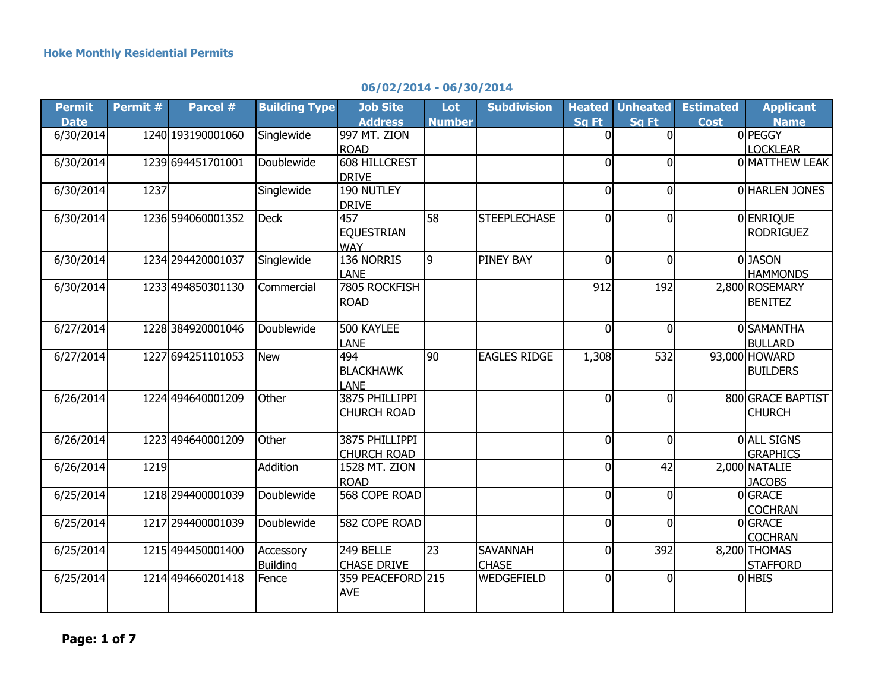## Hoke Monthly Residential Permits

**06/02/2014 - 06/30/2014**

| Permit Date | Permit # | Parcel # | Building Type | Job Site Address | Lot Number | Subdivision | Heated Sq Ft | Unheated Sq Ft | Estimated Cost | Applicant Name |
|---|---|---|---|---|---|---|---|---|---|---|
| 6/30/2014 | 1240 | 193190001060 | Singlewide | 997 MT. ZION ROAD | | | 0 | 0 | 0 | PEGGY LOCKLEAR |
| 6/30/2014 | 1239 | 694451701001 | Doublewide | 608 HILLCREST DRIVE | | | 0 | 0 | 0 | MATTHEW LEAK |
| 6/30/2014 | 1237 | | Singlewide | 190 NUTLEY DRIVE | | | 0 | 0 | 0 | HARLEN JONES |
| 6/30/2014 | 1236 | 594060001352 | Deck | 457 EQUESTRIAN WAY | 58 | STEEPLECHASE | 0 | 0 | 0 | ENRIQUE RODRIGUEZ |
| 6/30/2014 | 1234 | 294420001037 | Singlewide | 136 NORRIS LANE | 9 | PINEY BAY | 0 | 0 | 0 | JASON HAMMONDS |
| 6/30/2014 | 1233 | 494850301130 | Commercial | 7805 ROCKFISH ROAD | | | 912 | 192 | 2,800 | ROSEMARY BENITEZ |
| 6/27/2014 | 1228 | 384920001046 | Doublewide | 500 KAYLEE LANE | | | 0 | 0 | 0 | SAMANTHA BULLARD |
| 6/27/2014 | 1227 | 694251101053 | New | 494 BLACKHAWK LANE | 90 | EAGLES RIDGE | 1,308 | 532 | 93,000 | HOWARD BUILDERS |
| 6/26/2014 | 1224 | 494640001209 | Other | 3875 PHILLIPPI CHURCH ROAD | | | 0 | 0 | 800 | GRACE BAPTIST CHURCH |
| 6/26/2014 | 1223 | 494640001209 | Other | 3875 PHILLIPPI CHURCH ROAD | | | 0 | 0 | 0 | ALL SIGNS GRAPHICS |
| 6/26/2014 | 1219 | | Addition | 1528 MT. ZION ROAD | | | 0 | 42 | 2,000 | NATALIE JACOBS |
| 6/25/2014 | 1218 | 294400001039 | Doublewide | 568 COPE ROAD | | | 0 | 0 | 0 | GRACE COCHRAN |
| 6/25/2014 | 1217 | 294400001039 | Doublewide | 582 COPE ROAD | | | 0 | 0 | 0 | GRACE COCHRAN |
| 6/25/2014 | 1215 | 494450001400 | Accessory Building | 249 BELLE CHASE DRIVE | 23 | SAVANNAH CHASE | 0 | 392 | 8,200 | THOMAS STAFFORD |
| 6/25/2014 | 1214 | 494660201418 | Fence | 359 PEACEFORD AVE | 215 | WEDGEFIELD | 0 | 0 | 0 | HBIS |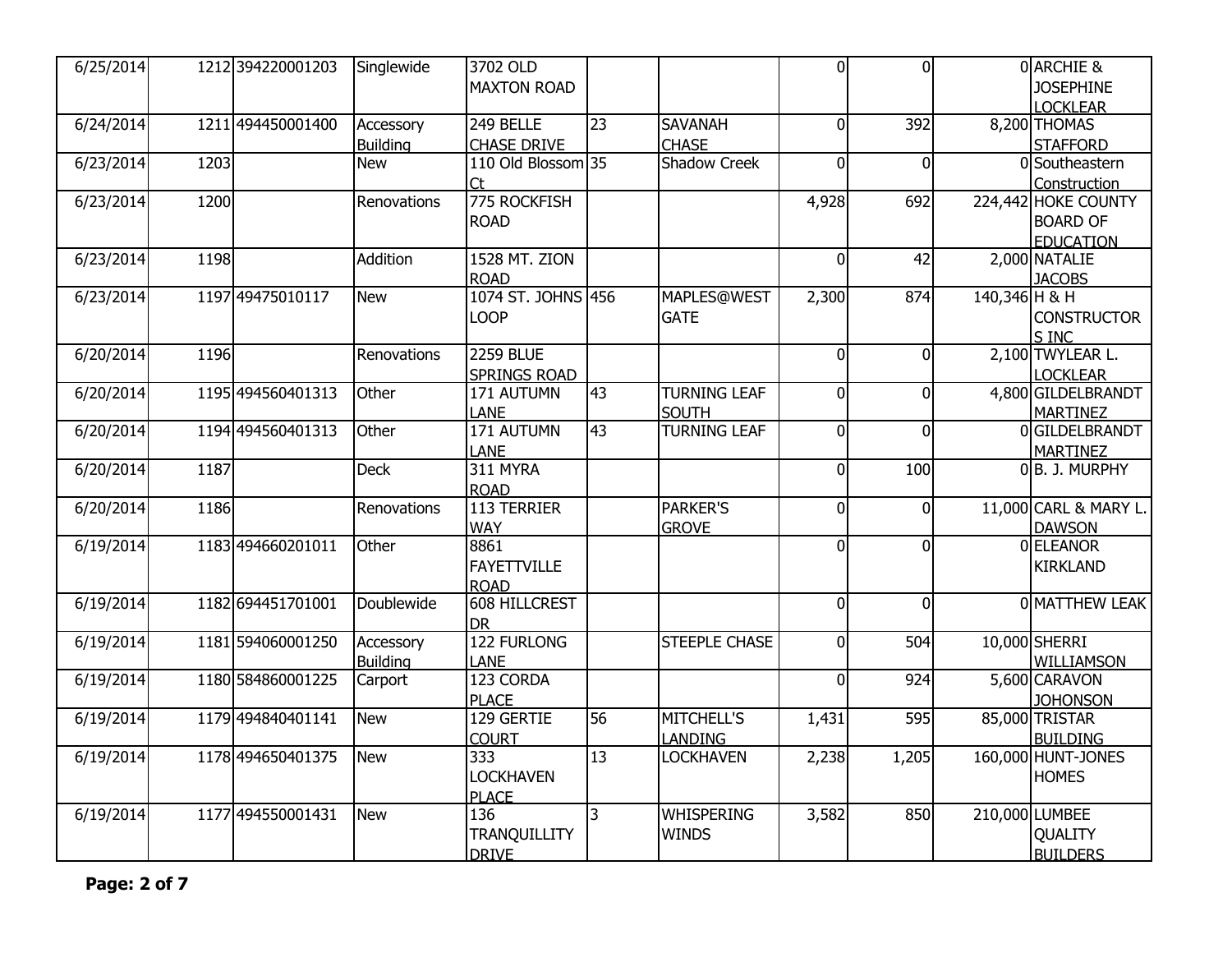| | | | | | | | | | | |
|---|---|---|---|---|---|---|---|---|---|---|
| 6/25/2014 | 1212 | 394220001203 | Singlewide | 3702 OLD MAXTON ROAD | | | 0 | 0 | 0 | ARCHIE & JOSEPHINE LOCKLEAR |
| 6/24/2014 | 1211 | 494450001400 | Accessory Building | 249 BELLE CHASE DRIVE | 23 | SAVANAH CHASE | 0 | 392 | 8,200 | THOMAS STAFFORD |
| 6/23/2014 | 1203 | | New | 110 Old Blossom Ct | 35 | Shadow Creek | 0 | 0 | 0 | Southeastern Construction |
| 6/23/2014 | 1200 | | Renovations | 775 ROCKFISH ROAD | | | 4,928 | 692 | 224,442 | HOKE COUNTY BOARD OF EDUCATION |
| 6/23/2014 | 1198 | | Addition | 1528 MT. ZION ROAD | | | 0 | 42 | 2,000 | NATALIE JACOBS |
| 6/23/2014 | 1197 | 49475010117 | New | 1074 ST. JOHNS LOOP | 456 | MAPLES@WESTGATE | 2,300 | 874 | 140,346 | H & H CONSTRUCTORS INC |
| 6/20/2014 | 1196 | | Renovations | 2259 BLUE SPRINGS ROAD | | | 0 | 0 | 2,100 | TWYLEAR L. LOCKLEAR |
| 6/20/2014 | 1195 | 494560401313 | Other | 171 AUTUMN LANE | 43 | TURNING LEAF SOUTH | 0 | 0 | 4,800 | GILDELBRANDT MARTINEZ |
| 6/20/2014 | 1194 | 494560401313 | Other | 171 AUTUMN LANE | 43 | TURNING LEAF | 0 | 0 | 0 | GILDELBRANDT MARTINEZ |
| 6/20/2014 | 1187 | | Deck | 311 MYRA ROAD | | | 0 | 100 | 0 | B. J. MURPHY |
| 6/20/2014 | 1186 | | Renovations | 113 TERRIER WAY | | PARKER'S GROVE | 0 | 0 | 11,000 | CARL & MARY L. DAWSON |
| 6/19/2014 | 1183 | 494660201011 | Other | 8861 FAYETTVILLE ROAD | | | 0 | 0 | 0 | ELEANOR KIRKLAND |
| 6/19/2014 | 1182 | 694451701001 | Doublewide | 608 HILLCREST DR | | | 0 | 0 | 0 | MATTHEW LEAK |
| 6/19/2014 | 1181 | 594060001250 | Accessory Building | 122 FURLONG LANE | | STEEPLE CHASE | 0 | 504 | 10,000 | SHERRI WILLIAMSON |
| 6/19/2014 | 1180 | 584860001225 | Carport | 123 CORDA PLACE | | | 0 | 924 | 5,600 | CARAVON JOHONSON |
| 6/19/2014 | 1179 | 494840401141 | New | 129 GERTIE COURT | 56 | MITCHELL'S LANDING | 1,431 | 595 | 85,000 | TRISTAR BUILDING |
| 6/19/2014 | 1178 | 494650401375 | New | 333 LOCKHAVEN PLACE | 13 | LOCKHAVEN | 2,238 | 1,205 | 160,000 | HUNT-JONES HOMES |
| 6/19/2014 | 1177 | 494550001431 | New | 136 TRANQUILLITY DRIVE | 3 | WHISPERING WINDS | 3,582 | 850 | 210,000 | LUMBEE QUALITY BUILDERS |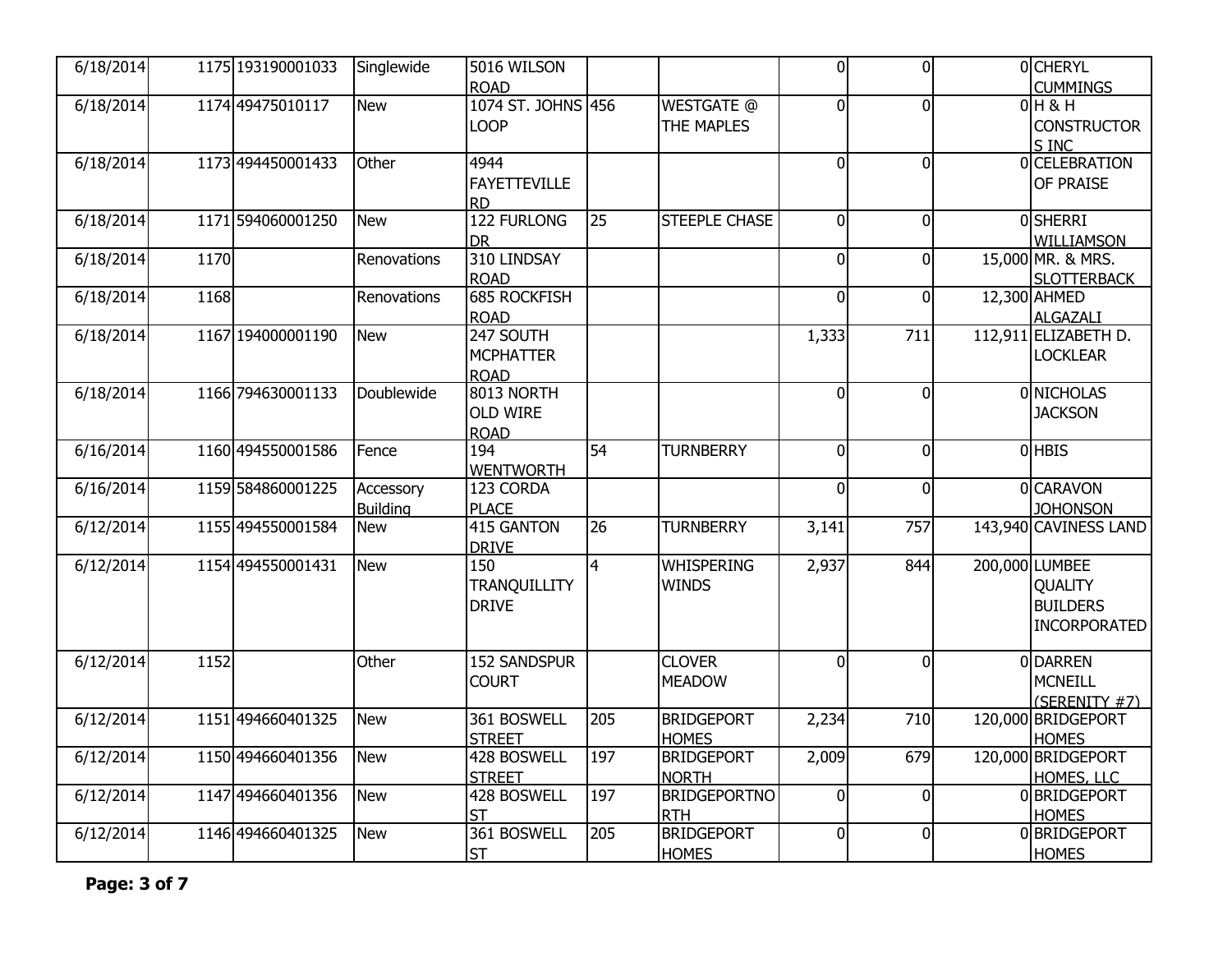| | | | | | | | | | | |
|---|---|---|---|---|---|---|---|---|---|---|
| 6/18/2014 | 1175 | 193190001033 | Singlewide | 5016 WILSON ROAD | | | 0 | 0 | 0 | CHERYL CUMMINGS |
| 6/18/2014 | 1174 | 49475010117 | New | 1074 ST. JOHNS LOOP | 456 | WESTGATE @ THE MAPLES | 0 | 0 | 0 | H & H CONSTRUCTORS INC |
| 6/18/2014 | 1173 | 494450001433 | Other | 4944 FAYETTEVILLE RD | | | 0 | 0 | 0 | CELEBRATION OF PRAISE |
| 6/18/2014 | 1171 | 594060001250 | New | 122 FURLONG DR | 25 | STEEPLE CHASE | 0 | 0 | 0 | SHERRI WILLIAMSON |
| 6/18/2014 | 1170 | | Renovations | 310 LINDSAY ROAD | | | 0 | 0 | 15,000 | MR. & MRS. SLOTTERBACK |
| 6/18/2014 | 1168 | | Renovations | 685 ROCKFISH ROAD | | | 0 | 0 | 12,300 | AHMED ALGAZALI |
| 6/18/2014 | 1167 | 194000001190 | New | 247 SOUTH MCPHATTER ROAD | | | 1,333 | 711 | 112,911 | ELIZABETH D. LOCKLEAR |
| 6/18/2014 | 1166 | 794630001133 | Doublewide | 8013 NORTH OLD WIRE ROAD | | | 0 | 0 | 0 | NICHOLAS JACKSON |
| 6/16/2014 | 1160 | 494550001586 | Fence | 194 WENTWORTH | 54 | TURNBERRY | 0 | 0 | 0 | HBIS |
| 6/16/2014 | 1159 | 584860001225 | Accessory Building | 123 CORDA PLACE | | | 0 | 0 | 0 | CARAVON JOHONSON |
| 6/12/2014 | 1155 | 494550001584 | New | 415 GANTON DRIVE | 26 | TURNBERRY | 3,141 | 757 | 143,940 | CAVINESS LAND |
| 6/12/2014 | 1154 | 494550001431 | New | 150 TRANQUILLITY DRIVE | 4 | WHISPERING WINDS | 2,937 | 844 | 200,000 | LUMBEE QUALITY BUILDERS INCORPORATED |
| 6/12/2014 | 1152 | | Other | 152 SANDSPUR COURT | | CLOVER MEADOW | 0 | 0 | 0 | DARREN MCNEILL (SERENITY #7) |
| 6/12/2014 | 1151 | 494660401325 | New | 361 BOSWELL STREET | 205 | BRIDGEPORT HOMES | 2,234 | 710 | 120,000 | BRIDGEPORT HOMES |
| 6/12/2014 | 1150 | 494660401356 | New | 428 BOSWELL STREET | 197 | BRIDGEPORT NORTH | 2,009 | 679 | 120,000 | BRIDGEPORT HOMES, LLC |
| 6/12/2014 | 1147 | 494660401356 | New | 428 BOSWELL ST | 197 | BRIDGEPORTNORTH | 0 | 0 | 0 | BRIDGEPORT HOMES |
| 6/12/2014 | 1146 | 494660401325 | New | 361 BOSWELL ST | 205 | BRIDGEPORT HOMES | 0 | 0 | 0 | BRIDGEPORT HOMES |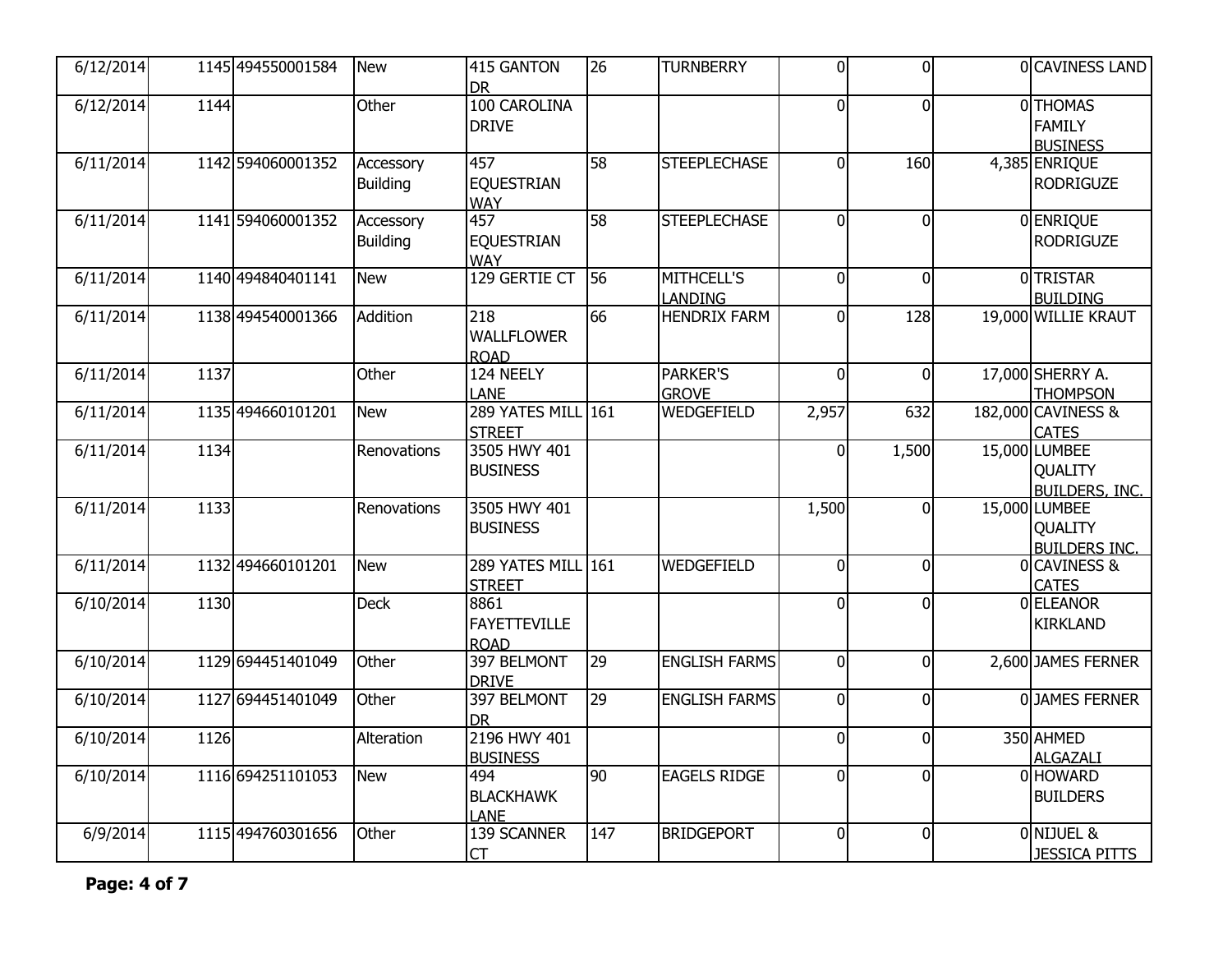| | | | | | | | | | | |
|---|---|---|---|---|---|---|---|---|---|---|
| 6/12/2014 | 1145 | 494550001584 | New | 415 GANTON DR | 26 | TURNBERRY | 0 | 0 | 0 | CAVINESS LAND |
| 6/12/2014 | 1144 | | Other | 100 CAROLINA DRIVE | | | 0 | 0 | 0 | THOMAS FAMILY BUSINESS |
| 6/11/2014 | 1142 | 594060001352 | Accessory Building | 457 EQUESTRIAN WAY | 58 | STEEPLECHASE | 0 | 160 | 4,385 | ENRIQUE RODRIGUZE |
| 6/11/2014 | 1141 | 594060001352 | Accessory Building | 457 EQUESTRIAN WAY | 58 | STEEPLECHASE | 0 | 0 | 0 | ENRIQUE RODRIGUZE |
| 6/11/2014 | 1140 | 494840401141 | New | 129 GERTIE CT | 56 | MITHCELL'S LANDING | 0 | 0 | 0 | TRISTAR BUILDING |
| 6/11/2014 | 1138 | 494540001366 | Addition | 218 WALLFLOWER ROAD | 66 | HENDRIX FARM | 0 | 128 | 19,000 | WILLIE KRAUT |
| 6/11/2014 | 1137 | | Other | 124 NEELY LANE | | PARKER'S GROVE | 0 | 0 | 17,000 | SHERRY A. THOMPSON |
| 6/11/2014 | 1135 | 494660101201 | New | 289 YATES MILL STREET | 161 | WEDGEFIELD | 2,957 | 632 | 182,000 | CAVINESS & CATES |
| 6/11/2014 | 1134 | | Renovations | 3505 HWY 401 BUSINESS | | | 0 | 1,500 | 15,000 | LUMBEE QUALITY BUILDERS, INC. |
| 6/11/2014 | 1133 | | Renovations | 3505 HWY 401 BUSINESS | | | 1,500 | 0 | 15,000 | LUMBEE QUALITY BUILDERS INC. |
| 6/11/2014 | 1132 | 494660101201 | New | 289 YATES MILL STREET | 161 | WEDGEFIELD | 0 | 0 | 0 | CAVINESS & CATES |
| 6/10/2014 | 1130 | | Deck | 8861 FAYETTEVILLE ROAD | | | 0 | 0 | 0 | ELEANOR KIRKLAND |
| 6/10/2014 | 1129 | 694451401049 | Other | 397 BELMONT DRIVE | 29 | ENGLISH FARMS | 0 | 0 | 2,600 | JAMES FERNER |
| 6/10/2014 | 1127 | 694451401049 | Other | 397 BELMONT DR | 29 | ENGLISH FARMS | 0 | 0 | 0 | JAMES FERNER |
| 6/10/2014 | 1126 | | Alteration | 2196 HWY 401 BUSINESS | | | 0 | 0 | 350 | AHMED ALGAZALI |
| 6/10/2014 | 1116 | 694251101053 | New | 494 BLACKHAWK LANE | 90 | EAGELS RIDGE | 0 | 0 | 0 | HOWARD BUILDERS |
| 6/9/2014 | 1115 | 494760301656 | Other | 139 SCANNER CT | 147 | BRIDGEPORT | 0 | 0 | 0 | NIJUEL & JESSICA PITTS |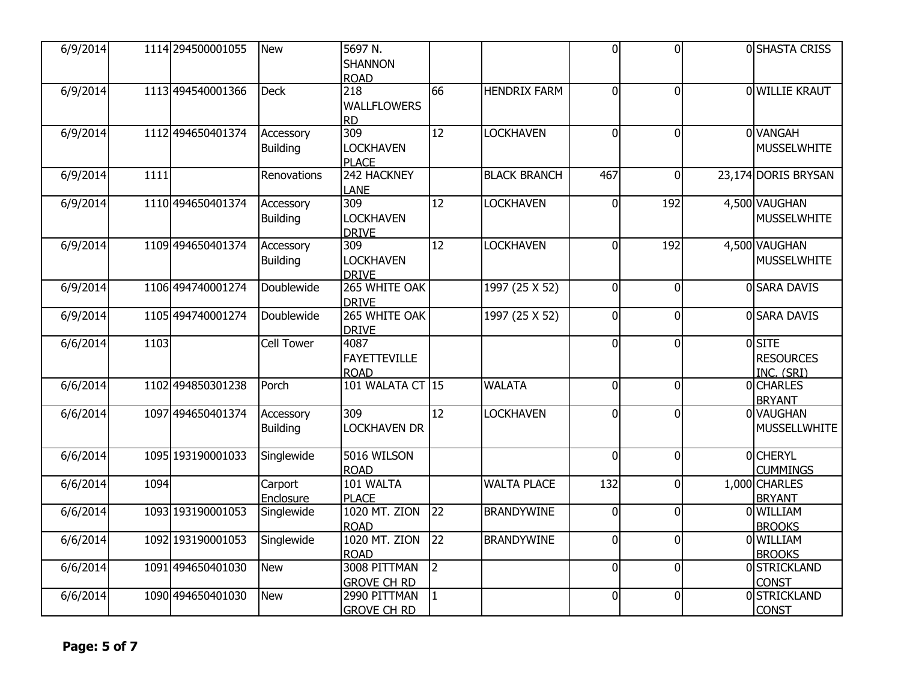| | | | | | | | | | | |
|---|---|---|---|---|---|---|---|---|---|---|
| 6/9/2014 | 1114 | 294500001055 | New | 5697 N. SHANNON ROAD | | | 0 | 0 | 0 | SHASTA CRISS |
| 6/9/2014 | 1113 | 494540001366 | Deck | 218 WALLFLOWERS RD | 66 | HENDRIX FARM | 0 | 0 | 0 | WILLIE KRAUT |
| 6/9/2014 | 1112 | 494650401374 | Accessory Building | 309 LOCKHAVEN PLACE | 12 | LOCKHAVEN | 0 | 0 | 0 | VANGAH MUSSELWHITE |
| 6/9/2014 | 1111 | | Renovations | 242 HACKNEY LANE | | BLACK BRANCH | 467 | 0 | 23,174 | DORIS BRYSAN |
| 6/9/2014 | 1110 | 494650401374 | Accessory Building | 309 LOCKHAVEN DRIVE | 12 | LOCKHAVEN | 0 | 192 | 4,500 | VAUGHAN MUSSELWHITE |
| 6/9/2014 | 1109 | 494650401374 | Accessory Building | 309 LOCKHAVEN DRIVE | 12 | LOCKHAVEN | 0 | 192 | 4,500 | VAUGHAN MUSSELWHITE |
| 6/9/2014 | 1106 | 494740001274 | Doublewide | 265 WHITE OAK DRIVE | | 1997 (25 X 52) | 0 | 0 | 0 | SARA DAVIS |
| 6/9/2014 | 1105 | 494740001274 | Doublewide | 265 WHITE OAK DRIVE | | 1997 (25 X 52) | 0 | 0 | 0 | SARA DAVIS |
| 6/6/2014 | 1103 | | Cell Tower | 4087 FAYETTEVILLE ROAD | | | 0 | 0 | 0 | SITE RESOURCES INC. (SRI) |
| 6/6/2014 | 1102 | 494850301238 | Porch | 101 WALATA CT | 15 | WALATA | 0 | 0 | 0 | CHARLES BRYANT |
| 6/6/2014 | 1097 | 494650401374 | Accessory Building | 309 LOCKHAVEN DR | 12 | LOCKHAVEN | 0 | 0 | 0 | VAUGHAN MUSSELLWHITE |
| 6/6/2014 | 1095 | 193190001033 | Singlewide | 5016 WILSON ROAD | | | 0 | 0 | 0 | CHERYL CUMMINGS |
| 6/6/2014 | 1094 | | Carport Enclosure | 101 WALTA PLACE | | WALTA PLACE | 132 | 0 | 1,000 | CHARLES BRYANT |
| 6/6/2014 | 1093 | 193190001053 | Singlewide | 1020 MT. ZION ROAD | 22 | BRANDYWINE | 0 | 0 | 0 | WILLIAM BROOKS |
| 6/6/2014 | 1092 | 193190001053 | Singlewide | 1020 MT. ZION ROAD | 22 | BRANDYWINE | 0 | 0 | 0 | WILLIAM BROOKS |
| 6/6/2014 | 1091 | 494650401030 | New | 3008 PITTMAN GROVE CH RD | 2 | | 0 | 0 | 0 | STRICKLAND CONST |
| 6/6/2014 | 1090 | 494650401030 | New | 2990 PITTMAN GROVE CH RD | 1 | | 0 | 0 | 0 | STRICKLAND CONST |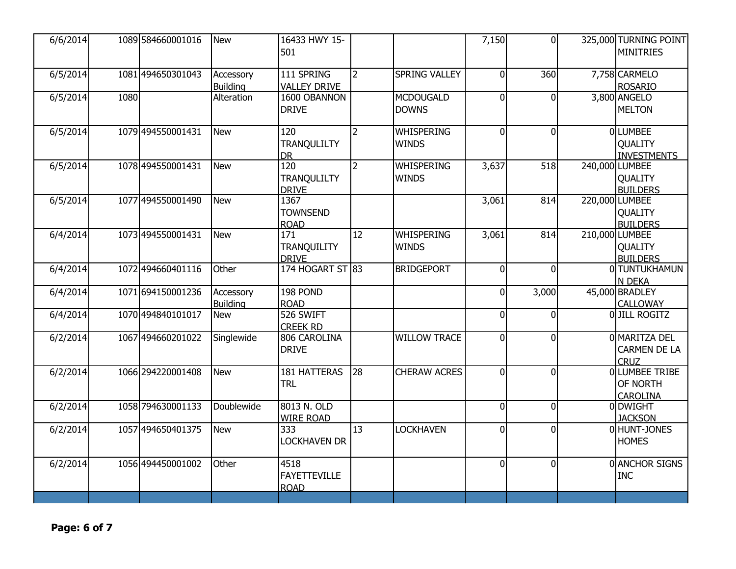| | | | | | | | | | | |
|---|---|---|---|---|---|---|---|---|---|---|
| 6/6/2014 | 1089 | 584660001016 | New | 16433 HWY 15-501 | | | 7,150 | 0 | 325,000 | TURNING POINT MINITRIES |
| 6/5/2014 | 1081 | 494650301043 | Accessory Building | 111 SPRING VALLEY DRIVE | 2 | SPRING VALLEY | 0 | 360 | 7,758 | CARMELO ROSARIO |
| 6/5/2014 | 1080 | | Alteration | 1600 OBANNON DRIVE | | MCDOUGALD DOWNS | 0 | 0 | 3,800 | ANGELO MELTON |
| 6/5/2014 | 1079 | 494550001431 | New | 120 TRANQULILTY DR | 2 | WHISPERING WINDS | 0 | 0 | 0 | LUMBEE QUALITY INVESTMENTS |
| 6/5/2014 | 1078 | 494550001431 | New | 120 TRANQULILTY DRIVE | 2 | WHISPERING WINDS | 3,637 | 518 | 240,000 | LUMBEE QUALITY BUILDERS |
| 6/5/2014 | 1077 | 494550001490 | New | 1367 TOWNSEND ROAD | | | 3,061 | 814 | 220,000 | LUMBEE QUALITY BUILDERS |
| 6/4/2014 | 1073 | 494550001431 | New | 171 TRANQUILITY DRIVE | 12 | WHISPERING WINDS | 3,061 | 814 | 210,000 | LUMBEE QUALITY BUILDERS |
| 6/4/2014 | 1072 | 494660401116 | Other | 174 HOGART ST | 83 | BRIDGEPORT | 0 | 0 | 0 | TUNTUKHAMUN N DEKA |
| 6/4/2014 | 1071 | 694150001236 | Accessory Building | 198 POND ROAD | | | 0 | 3,000 | 45,000 | BRADLEY CALLOWAY |
| 6/4/2014 | 1070 | 494840101017 | New | 526 SWIFT CREEK RD | | | 0 | 0 | 0 | JILL ROGITZ |
| 6/2/2014 | 1067 | 494660201022 | Singlewide | 806 CAROLINA DRIVE | | WILLOW TRACE | 0 | 0 | 0 | MARITZA DEL CARMEN DE LA CRUZ |
| 6/2/2014 | 1066 | 294220001408 | New | 181 HATTERAS TRL | 28 | CHERAW ACRES | 0 | 0 | 0 | LUMBEE TRIBE OF NORTH CAROLINA |
| 6/2/2014 | 1058 | 794630001133 | Doublewide | 8013 N. OLD WIRE ROAD | | | 0 | 0 | 0 | DWIGHT JACKSON |
| 6/2/2014 | 1057 | 494650401375 | New | 333 LOCKHAVEN DR | 13 | LOCKHAVEN | 0 | 0 | 0 | HUNT-JONES HOMES |
| 6/2/2014 | 1056 | 494450001002 | Other | 4518 FAYETTEVILLE ROAD | | | 0 | 0 | 0 | ANCHOR SIGNS INC |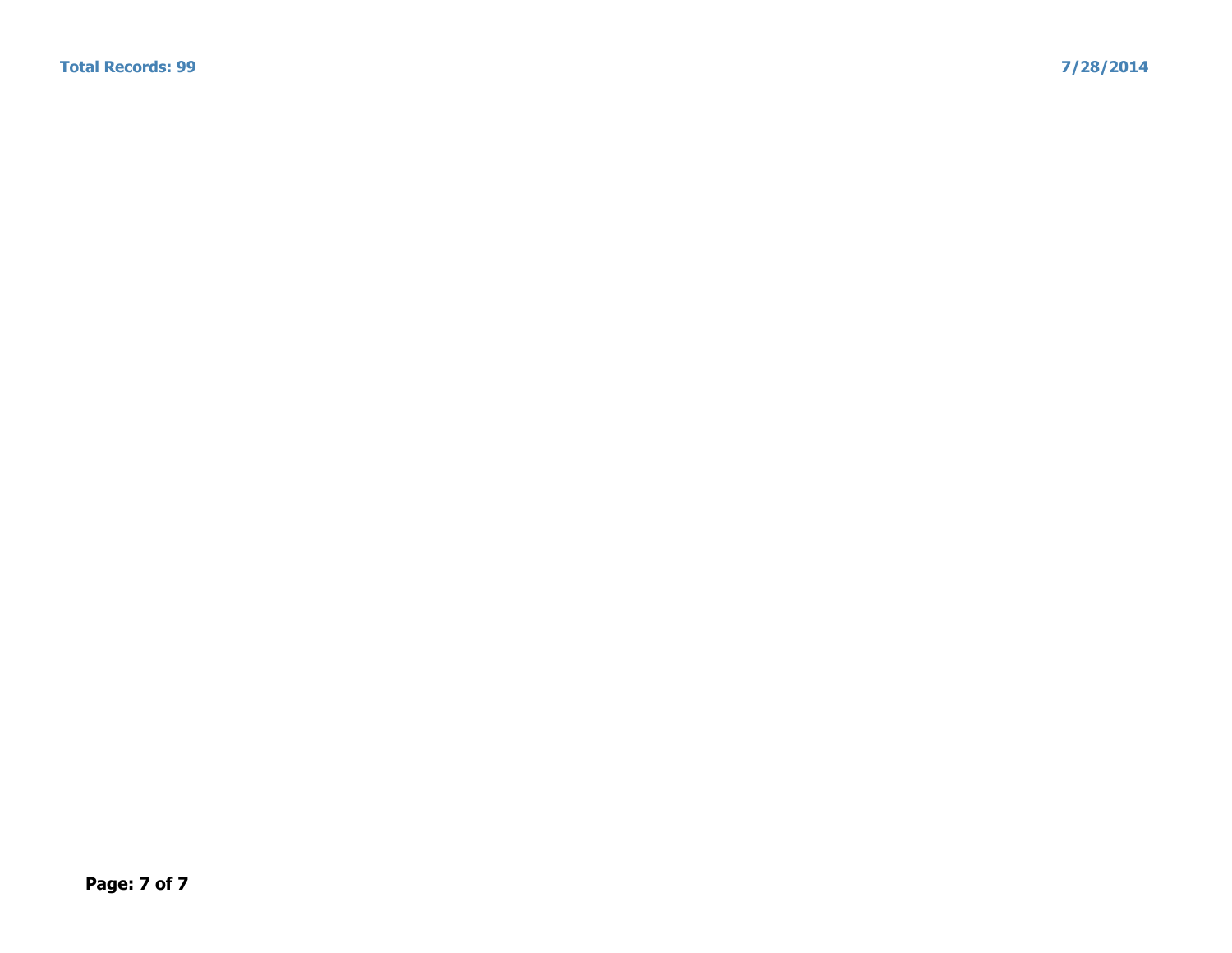**Total Records: 99**

**7/28/2014**